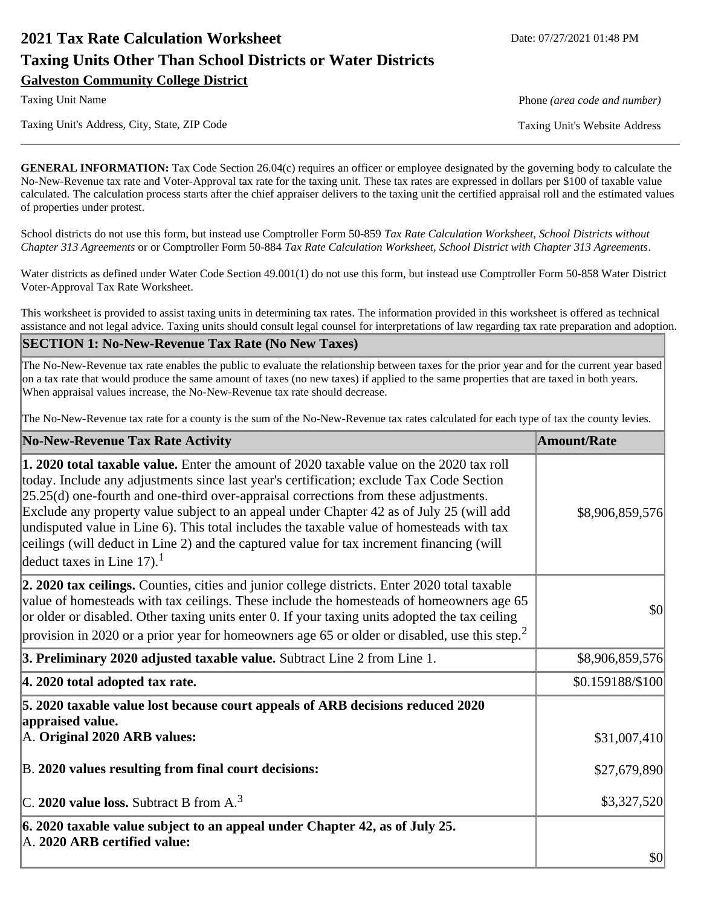# 2021 Tax Rate Calculation Worksheet

Date: 07/27/2021 01:48 PM

## Taxing Units Other Than School Districts or Water Districts

**Galveston Community College District**

Taxing Unit Name | Phone *(area code and number)*

Taxing Unit's Address, City, State, ZIP Code | Taxing Unit's Website Address

**GENERAL INFORMATION:** Tax Code Section 26.04(c) requires an officer or employee designated by the governing body to calculate the No-New-Revenue tax rate and Voter-Approval tax rate for the taxing unit. These tax rates are expressed in dollars per $100 of taxable value calculated. The calculation process starts after the chief appraiser delivers to the taxing unit the certified appraisal roll and the estimated values of properties under protest.

School districts do not use this form, but instead use Comptroller Form 50-859 *Tax Rate Calculation Worksheet, School Districts without Chapter 313 Agreements* or or Comptroller Form 50-884 *Tax Rate Calculation Worksheet, School District with Chapter 313 Agreements*.

Water districts as defined under Water Code Section 49.001(1) do not use this form, but instead use Comptroller Form 50-858 Water District Voter-Approval Tax Rate Worksheet.

This worksheet is provided to assist taxing units in determining tax rates. The information provided in this worksheet is offered as technical assistance and not legal advice. Taxing units should consult legal counsel for interpretations of law regarding tax rate preparation and adoption.

### SECTION 1: No-New-Revenue Tax Rate (No New Taxes)

The No-New-Revenue tax rate enables the public to evaluate the relationship between taxes for the prior year and for the current year based on a tax rate that would produce the same amount of taxes (no new taxes) if applied to the same properties that are taxed in both years. When appraisal values increase, the No-New-Revenue tax rate should decrease.

The No-New-Revenue tax rate for a county is the sum of the No-New-Revenue tax rates calculated for each type of tax the county levies.

| No-New-Revenue Tax Rate Activity | Amount/Rate |
|---|---|
| **1. 2020 total taxable value.** Enter the amount of 2020 taxable value on the 2020 tax roll today. Include any adjustments since last year's certification; exclude Tax Code Section 25.25(d) one-fourth and one-third over-appraisal corrections from these adjustments. Exclude any property value subject to an appeal under Chapter 42 as of July 25 (will add undisputed value in Line 6). This total includes the taxable value of homesteads with tax ceilings (will deduct in Line 2) and the captured value for tax increment financing (will deduct taxes in Line 17).[1] | $8,906,859,576 |
| **2. 2020 tax ceilings.** Counties, cities and junior college districts. Enter 2020 total taxable value of homesteads with tax ceilings. These include the homesteads of homeowners age 65 or older or disabled. Other taxing units enter 0. If your taxing units adopted the tax ceiling provision in 2020 or a prior year for homeowners age 65 or older or disabled, use this step.[2] | $0 |
| **3. Preliminary 2020 adjusted taxable value.** Subtract Line 2 from Line 1. | $8,906,859,576 |
| **4. 2020 total adopted tax rate.** | $0.159188/$100 |
| **5. 2020 taxable value lost because court appeals of ARB decisions reduced 2020 appraised value.** | |
| A. **Original 2020 ARB values:** | $31,007,410 |
| B. **2020 values resulting from final court decisions:** | $27,679,890 |
| C. **2020 value loss.** Subtract B from A.[3] | $3,327,520 |
| **6. 2020 taxable value subject to an appeal under Chapter 42, as of July 25.** | |
| A. **2020 ARB certified value:** | $0 |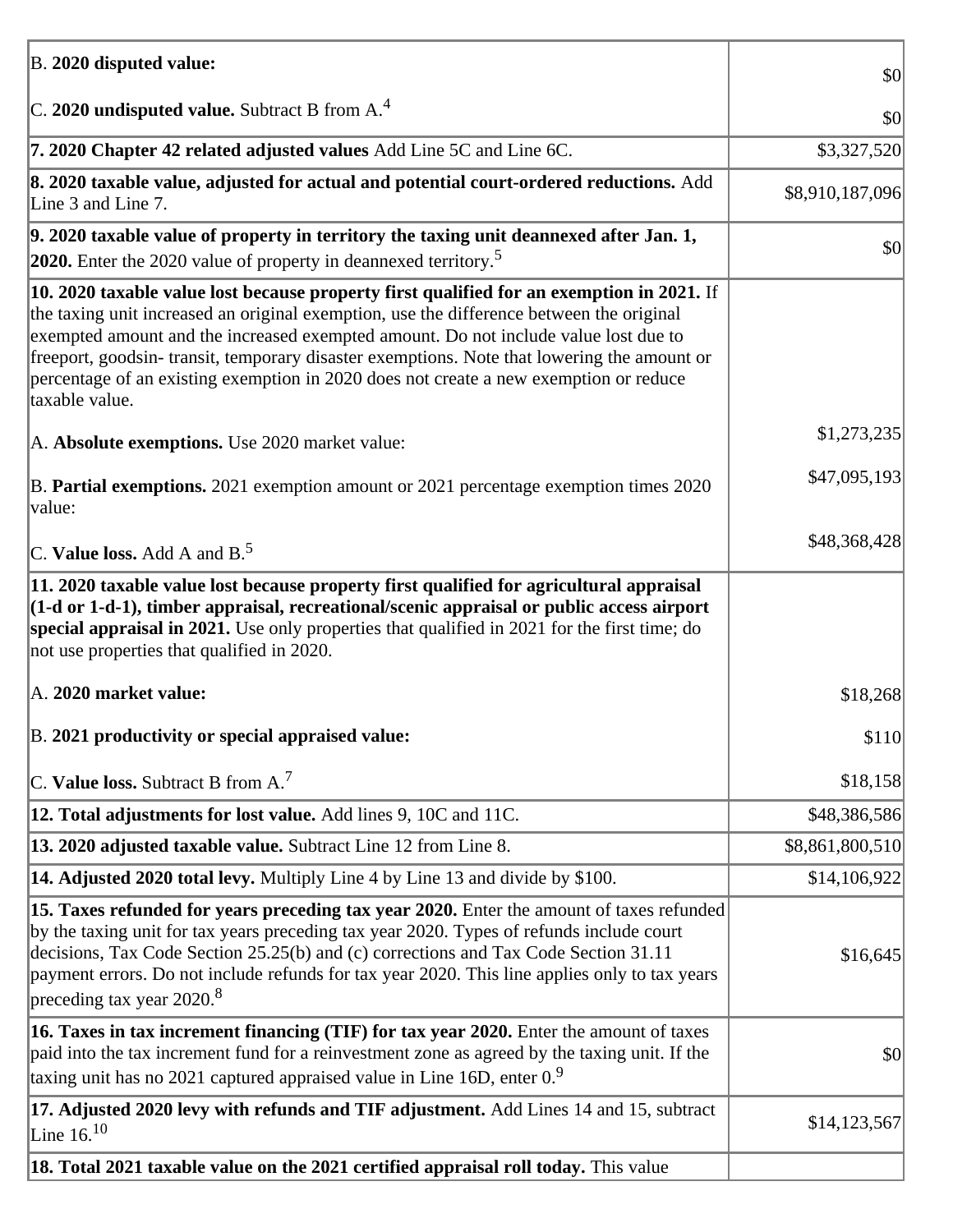| | |
|---|---|
| B. **2020 disputed value:** | $0 |
| C. **2020 undisputed value.** Subtract B from A.[4] | $0 |
| **7. 2020 Chapter 42 related adjusted values** Add Line 5C and Line 6C. | $3,327,520 |
| **8. 2020 taxable value, adjusted for actual and potential court-ordered reductions.** Add Line 3 and Line 7. | $8,910,187,096 |
| **9. 2020 taxable value of property in territory the taxing unit deannexed after Jan. 1, 2020.** Enter the 2020 value of property in deannexed territory.[5] | $0 |
| **10. 2020 taxable value lost because property first qualified for an exemption in 2021.** If the taxing unit increased an original exemption, use the difference between the original exempted amount and the increased exempted amount. Do not include value lost due to freeport, goodsin- transit, temporary disaster exemptions. Note that lowering the amount or percentage of an existing exemption in 2020 does not create a new exemption or reduce taxable value. | |
| A. **Absolute exemptions.** Use 2020 market value: | $1,273,235 |
| B. **Partial exemptions.** 2021 exemption amount or 2021 percentage exemption times 2020 value: | $47,095,193 |
| C. **Value loss.** Add A and B.[5] | $48,368,428 |
| **11. 2020 taxable value lost because property first qualified for agricultural appraisal (1-d or 1-d-1), timber appraisal, recreational/scenic appraisal or public access airport special appraisal in 2021.** Use only properties that qualified in 2021 for the first time; do not use properties that qualified in 2020. | |
| A. **2020 market value:** | $18,268 |
| B. **2021 productivity or special appraised value:** | $110 |
| C. **Value loss.** Subtract B from A.[7] | $18,158 |
| **12. Total adjustments for lost value.** Add lines 9, 10C and 11C. | $48,386,586 |
| **13. 2020 adjusted taxable value.** Subtract Line 12 from Line 8. | $8,861,800,510 |
| **14. Adjusted 2020 total levy.** Multiply Line 4 by Line 13 and divide by $100. | $14,106,922 |
| **15. Taxes refunded for years preceding tax year 2020.** Enter the amount of taxes refunded by the taxing unit for tax years preceding tax year 2020. Types of refunds include court decisions, Tax Code Section 25.25(b) and (c) corrections and Tax Code Section 31.11 payment errors. Do not include refunds for tax year 2020. This line applies only to tax years preceding tax year 2020.[8] | $16,645 |
| **16. Taxes in tax increment financing (TIF) for tax year 2020.** Enter the amount of taxes paid into the tax increment fund for a reinvestment zone as agreed by the taxing unit. If the taxing unit has no 2021 captured appraised value in Line 16D, enter 0.[9] | $0 |
| **17. Adjusted 2020 levy with refunds and TIF adjustment.** Add Lines 14 and 15, subtract Line 16.[10] | $14,123,567 |
| **18. Total 2021 taxable value on the 2021 certified appraisal roll today.** This value | |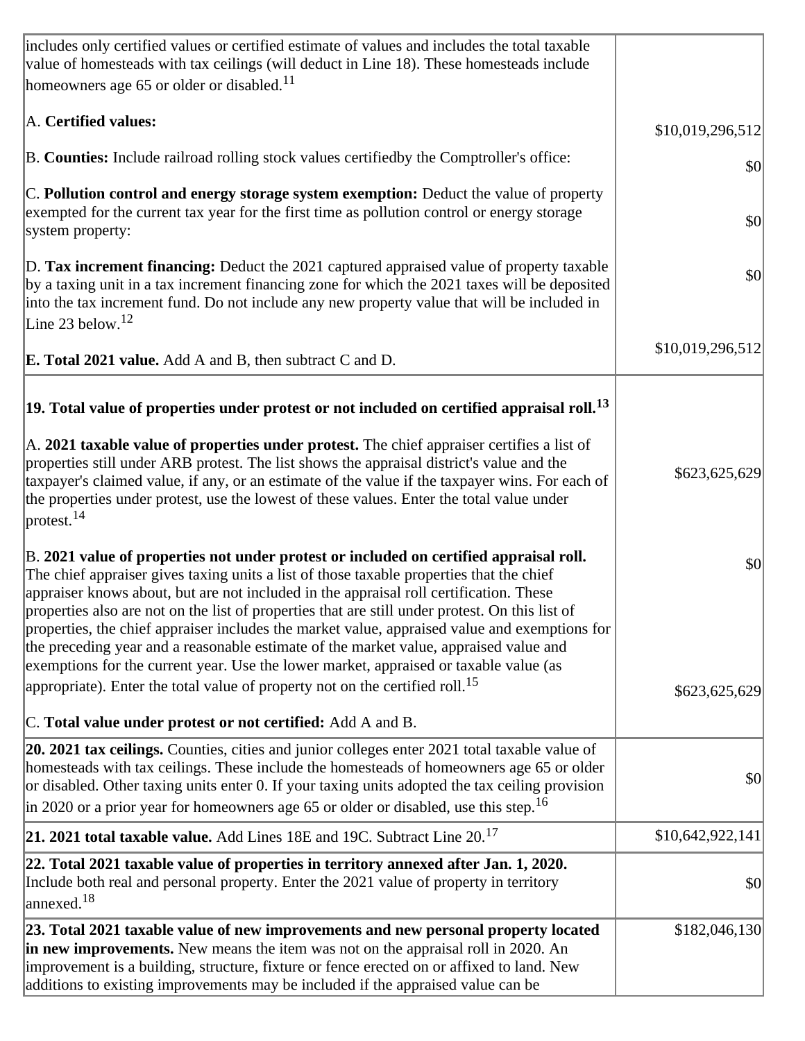| | |
|---|---|
| includes only certified values or certified estimate of values and includes the total taxable value of homesteads with tax ceilings (will deduct in Line 18). These homesteads include homeowners age 65 or older or disabled.[11]<br><br>A. **Certified values:**<br><br>B. **Counties:** Include railroad rolling stock values certifiedby the Comptroller's office:<br><br>C. **Pollution control and energy storage system exemption:** Deduct the value of property exempted for the current tax year for the first time as pollution control or energy storage system property:<br><br>D. **Tax increment financing:** Deduct the 2021 captured appraised value of property taxable by a taxing unit in a tax increment financing zone for which the 2021 taxes will be deposited into the tax increment fund. Do not include any new property value that will be included in Line 23 below.[12]<br><br>**E. Total 2021 value.** Add A and B, then subtract C and D. | <br><br><br>$10,019,296,512<br><br>$0<br><br>$0<br><br>$0<br><br><br>$10,019,296,512 |
| **19. Total value of properties under protest or not included on certified appraisal roll.[13]**<br><br>A. **2021 taxable value of properties under protest.** The chief appraiser certifies a list of properties still under ARB protest. The list shows the appraisal district's value and the taxpayer's claimed value, if any, or an estimate of the value if the taxpayer wins. For each of the properties under protest, use the lowest of these values. Enter the total value under protest.[14]<br><br>B. **2021 value of properties not under protest or included on certified appraisal roll.** The chief appraiser gives taxing units a list of those taxable properties that the chief appraiser knows about, but are not included in the appraisal roll certification. These properties also are not on the list of properties that are still under protest. On this list of properties, the chief appraiser includes the market value, appraised value and exemptions for the preceding year and a reasonable estimate of the market value, appraised value and exemptions for the current year. Use the lower market, appraised or taxable value (as appropriate). Enter the total value of property not on the certified roll.[15]<br><br>C. **Total value under protest or not certified:** Add A and B. | <br><br>$623,625,629<br><br>$0<br><br><br><br>$623,625,629 |
| **20. 2021 tax ceilings.** Counties, cities and junior colleges enter 2021 total taxable value of homesteads with tax ceilings. These include the homesteads of homeowners age 65 or older or disabled. Other taxing units enter 0. If your taxing units adopted the tax ceiling provision in 2020 or a prior year for homeowners age 65 or older or disabled, use this step.[16] | $0 |
| **21. 2021 total taxable value.** Add Lines 18E and 19C. Subtract Line 20.[17] | $10,642,922,141 |
| **22. Total 2021 taxable value of properties in territory annexed after Jan. 1, 2020.** Include both real and personal property. Enter the 2021 value of property in territory annexed.[18] | $0 |
| **23. Total 2021 taxable value of new improvements and new personal property located in new improvements.** New means the item was not on the appraisal roll in 2020. An improvement is a building, structure, fixture or fence erected on or affixed to land. New additions to existing improvements may be included if the appraised value can be | $182,046,130 |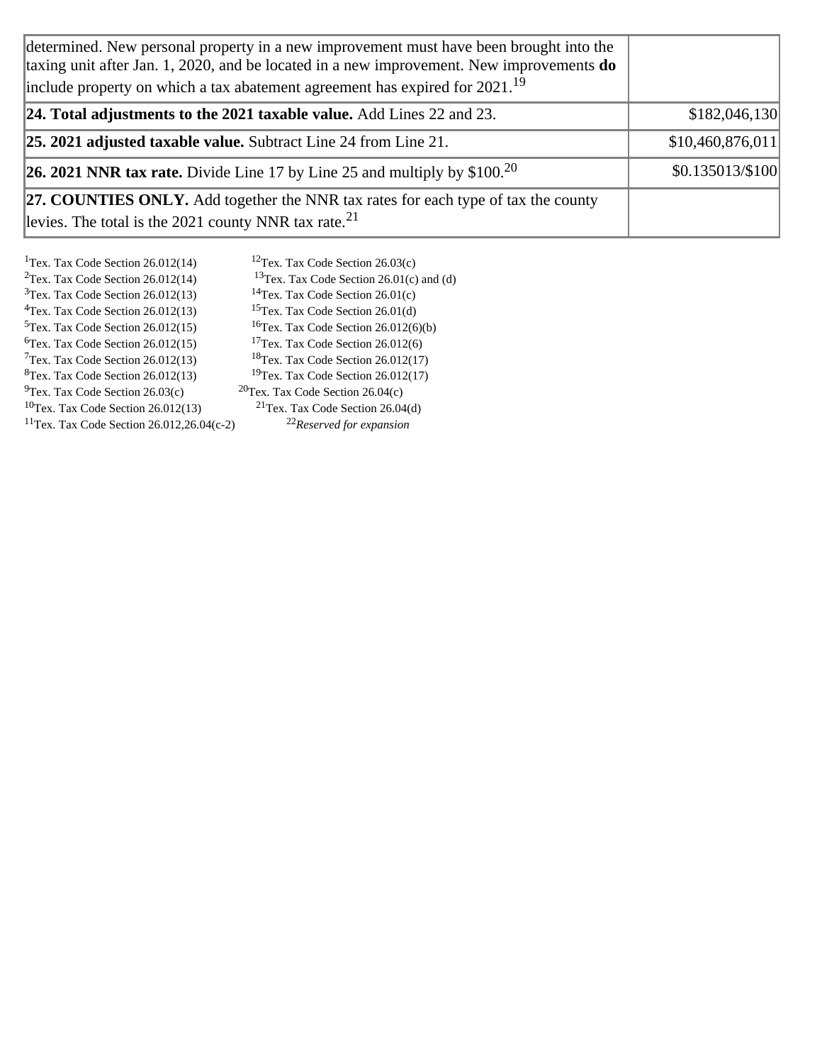| | |
|---|---|
| determined. New personal property in a new improvement must have been brought into the taxing unit after Jan. 1, 2020, and be located in a new improvement. New improvements **do** include property on which a tax abatement agreement has expired for 2021.[19] | |
| **24. Total adjustments to the 2021 taxable value.** Add Lines 22 and 23. | $182,046,130 |
| **25. 2021 adjusted taxable value.** Subtract Line 24 from Line 21. | $10,460,876,011 |
| **26. 2021 NNR tax rate.** Divide Line 17 by Line 25 and multiply by $100.[20] | $0.135013/$100 |
| **27. COUNTIES ONLY.** Add together the NNR tax rates for each type of tax the county levies. The total is the 2021 county NNR tax rate.[21] | |

[1]Tex. Tax Code Section 26.012(14)
[2]Tex. Tax Code Section 26.012(14)
[3]Tex. Tax Code Section 26.012(13)
[4]Tex. Tax Code Section 26.012(13)
[5]Tex. Tax Code Section 26.012(15)
[6]Tex. Tax Code Section 26.012(15)
[7]Tex. Tax Code Section 26.012(13)
[8]Tex. Tax Code Section 26.012(13)
[9]Tex. Tax Code Section 26.03(c)
[10]Tex. Tax Code Section 26.012(13)
[11]Tex. Tax Code Section 26.012,26.04(c-2)
[12]Tex. Tax Code Section 26.03(c)
[13]Tex. Tax Code Section 26.01(c) and (d)
[14]Tex. Tax Code Section 26.01(c)
[15]Tex. Tax Code Section 26.01(d)
[16]Tex. Tax Code Section 26.012(6)(b)
[17]Tex. Tax Code Section 26.012(6)
[18]Tex. Tax Code Section 26.012(17)
[19]Tex. Tax Code Section 26.012(17)
[20]Tex. Tax Code Section 26.04(c)
[21]Tex. Tax Code Section 26.04(d)
[22]*Reserved for expansion*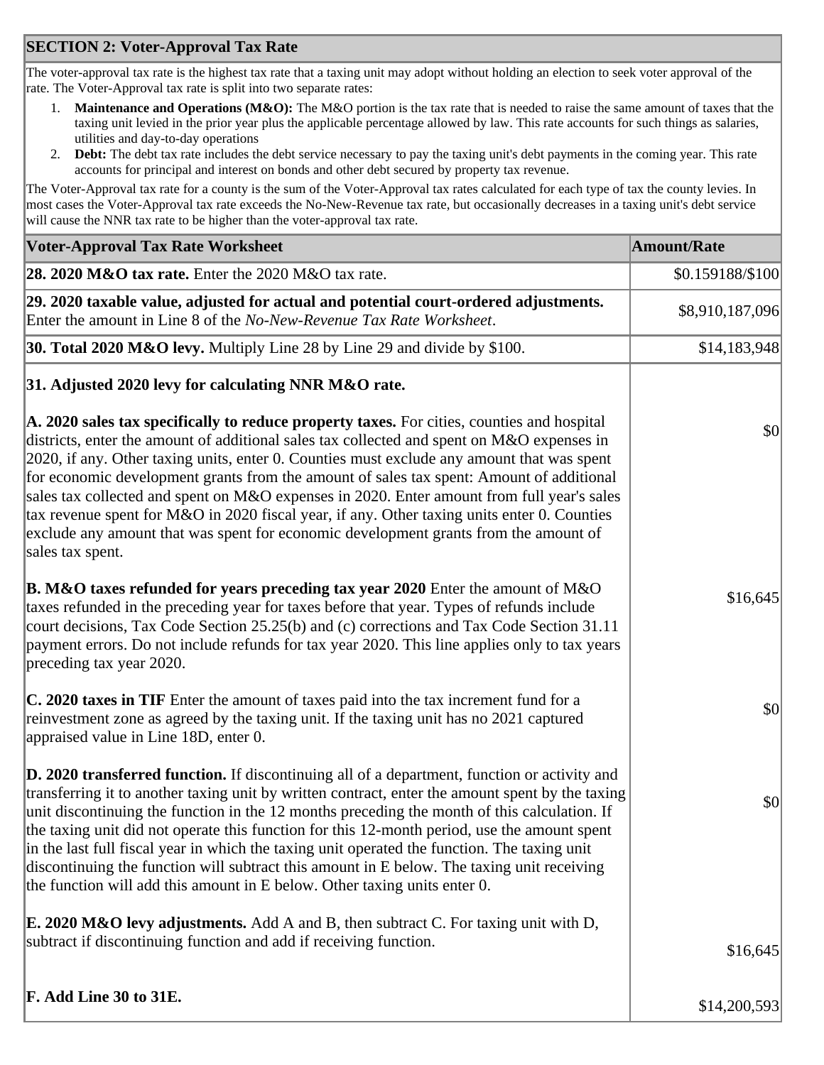## SECTION 2: Voter-Approval Tax Rate

The voter-approval tax rate is the highest tax rate that a taxing unit may adopt without holding an election to seek voter approval of the rate. The Voter-Approval tax rate is split into two separate rates:

1. **Maintenance and Operations (M&O):** The M&O portion is the tax rate that is needed to raise the same amount of taxes that the taxing unit levied in the prior year plus the applicable percentage allowed by law. This rate accounts for such things as salaries, utilities and day-to-day operations
2. **Debt:** The debt tax rate includes the debt service necessary to pay the taxing unit's debt payments in the coming year. This rate accounts for principal and interest on bonds and other debt secured by property tax revenue.

The Voter-Approval tax rate for a county is the sum of the Voter-Approval tax rates calculated for each type of tax the county levies. In most cases the Voter-Approval tax rate exceeds the No-New-Revenue tax rate, but occasionally decreases in a taxing unit's debt service will cause the NNR tax rate to be higher than the voter-approval tax rate.

| Voter-Approval Tax Rate Worksheet | Amount/Rate |
|---|---|
| **28. 2020 M&O tax rate.** Enter the 2020 M&O tax rate. | $0.159188/$100 |
| **29. 2020 taxable value, adjusted for actual and potential court-ordered adjustments.** Enter the amount in Line 8 of the *No-New-Revenue Tax Rate Worksheet*. | $8,910,187,096 |
| **30. Total 2020 M&O levy.** Multiply Line 28 by Line 29 and divide by $100. | $14,183,948 |
| **31. Adjusted 2020 levy for calculating NNR M&O rate.** | |
| **A. 2020 sales tax specifically to reduce property taxes.** For cities, counties and hospital districts, enter the amount of additional sales tax collected and spent on M&O expenses in 2020, if any. Other taxing units, enter 0. Counties must exclude any amount that was spent for economic development grants from the amount of sales tax spent: Amount of additional sales tax collected and spent on M&O expenses in 2020. Enter amount from full year's sales tax revenue spent for M&O in 2020 fiscal year, if any. Other taxing units enter 0. Counties exclude any amount that was spent for economic development grants from the amount of sales tax spent. | $0 |
| **B. M&O taxes refunded for years preceding tax year 2020** Enter the amount of M&O taxes refunded in the preceding year for taxes before that year. Types of refunds include court decisions, Tax Code Section 25.25(b) and (c) corrections and Tax Code Section 31.11 payment errors. Do not include refunds for tax year 2020. This line applies only to tax years preceding tax year 2020. | $16,645 |
| **C. 2020 taxes in TIF** Enter the amount of taxes paid into the tax increment fund for a reinvestment zone as agreed by the taxing unit. If the taxing unit has no 2021 captured appraised value in Line 18D, enter 0. | $0 |
| **D. 2020 transferred function.** If discontinuing all of a department, function or activity and transferring it to another taxing unit by written contract, enter the amount spent by the taxing unit discontinuing the function in the 12 months preceding the month of this calculation. If the taxing unit did not operate this function for this 12-month period, use the amount spent in the last full fiscal year in which the taxing unit operated the function. The taxing unit discontinuing the function will subtract this amount in E below. The taxing unit receiving the function will add this amount in E below. Other taxing units enter 0. | $0 |
| **E. 2020 M&O levy adjustments.** Add A and B, then subtract C. For taxing unit with D, subtract if discontinuing function and add if receiving function. | $16,645 |
| **F. Add Line 30 to 31E.** | $14,200,593 |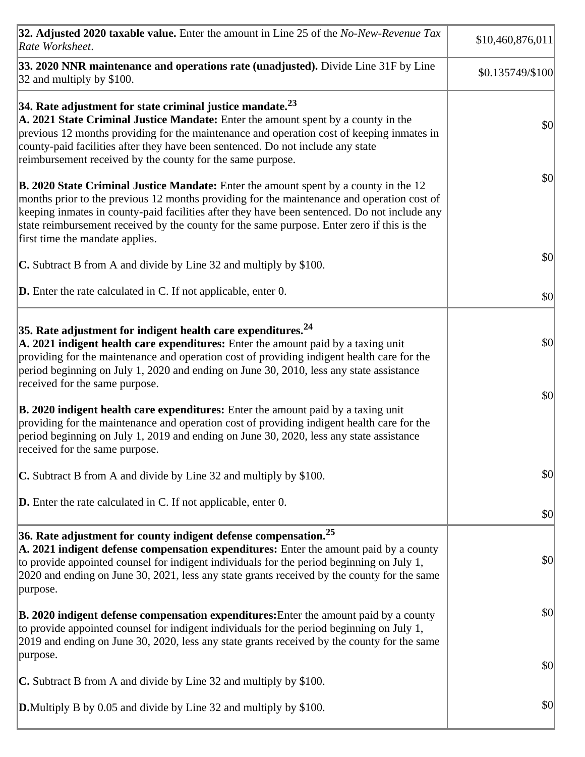| | |
|---|---|
| **32. Adjusted 2020 taxable value.** Enter the amount in Line 25 of the *No-New-Revenue Tax Rate Worksheet*. | \$10,460,876,011 |
| **33. 2020 NNR maintenance and operations rate (unadjusted).** Divide Line 31F by Line 32 and multiply by \$100. | \$0.135749/\$100 |
| **34. Rate adjustment for state criminal justice mandate.**[23]<br>**A. 2021 State Criminal Justice Mandate:** Enter the amount spent by a county in the previous 12 months providing for the maintenance and operation cost of keeping inmates in county-paid facilities after they have been sentenced. Do not include any state reimbursement received by the county for the same purpose.<br><br>**B. 2020 State Criminal Justice Mandate:** Enter the amount spent by a county in the 12 months prior to the previous 12 months providing for the maintenance and operation cost of keeping inmates in county-paid facilities after they have been sentenced. Do not include any state reimbursement received by the county for the same purpose. Enter zero if this is the first time the mandate applies.<br><br>**C.** Subtract B from A and divide by Line 32 and multiply by \$100.<br><br>**D.** Enter the rate calculated in C. If not applicable, enter 0. | \$0<br><br>\$0<br><br>\$0<br><br>\$0 |
| **35. Rate adjustment for indigent health care expenditures.**[24]<br>**A. 2021 indigent health care expenditures:** Enter the amount paid by a taxing unit providing for the maintenance and operation cost of providing indigent health care for the period beginning on July 1, 2020 and ending on June 30, 2010, less any state assistance received for the same purpose.<br><br>**B. 2020 indigent health care expenditures:** Enter the amount paid by a taxing unit providing for the maintenance and operation cost of providing indigent health care for the period beginning on July 1, 2019 and ending on June 30, 2020, less any state assistance received for the same purpose.<br><br>**C.** Subtract B from A and divide by Line 32 and multiply by \$100.<br><br>**D.** Enter the rate calculated in C. If not applicable, enter 0. | \$0<br><br>\$0<br><br>\$0<br><br>\$0 |
| **36. Rate adjustment for county indigent defense compensation.**[25]<br>**A. 2021 indigent defense compensation expenditures:** Enter the amount paid by a county to provide appointed counsel for indigent individuals for the period beginning on July 1, 2020 and ending on June 30, 2021, less any state grants received by the county for the same purpose.<br><br>**B. 2020 indigent defense compensation expenditures:** Enter the amount paid by a county to provide appointed counsel for indigent individuals for the period beginning on July 1, 2019 and ending on June 30, 2020, less any state grants received by the county for the same purpose.<br><br>**C.** Subtract B from A and divide by Line 32 and multiply by \$100.<br><br>**D.** Multiply B by 0.05 and divide by Line 32 and multiply by \$100. | \$0<br><br>\$0<br><br>\$0<br><br>\$0 |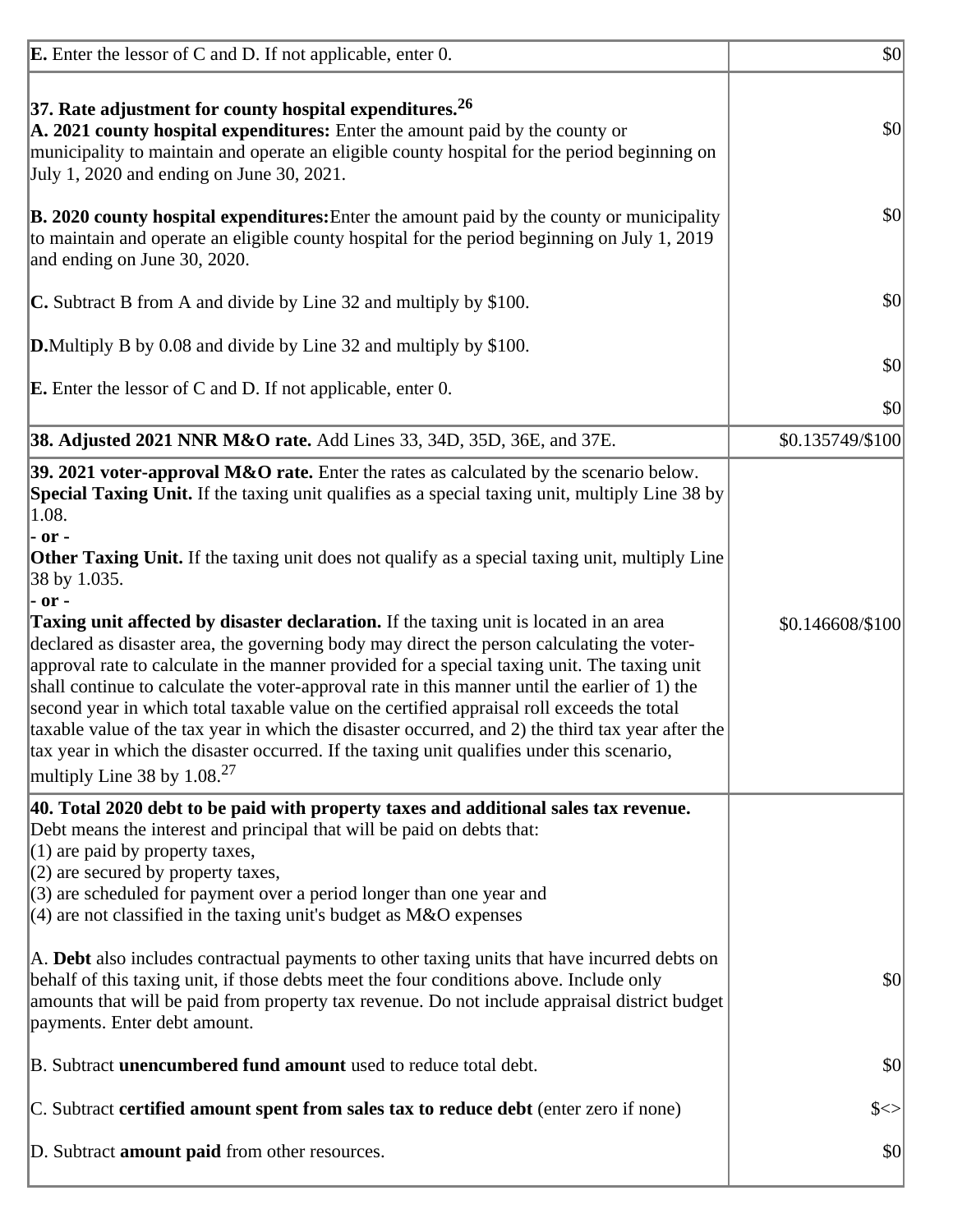| | |
|---|---|
| **E.** Enter the lessor of C and D. If not applicable, enter 0. | $0 |
| **37. Rate adjustment for county hospital expenditures.**[26]<br>**A. 2021 county hospital expenditures:** Enter the amount paid by the county or municipality to maintain and operate an eligible county hospital for the period beginning on July 1, 2020 and ending on June 30, 2021.<br><br>**B. 2020 county hospital expenditures:** Enter the amount paid by the county or municipality to maintain and operate an eligible county hospital for the period beginning on July 1, 2019 and ending on June 30, 2020.<br><br>**C.** Subtract B from A and divide by Line 32 and multiply by $100.<br><br>**D.** Multiply B by 0.08 and divide by Line 32 and multiply by $100.<br><br>**E.** Enter the lessor of C and D. If not applicable, enter 0. | $0<br><br>$0<br><br>$0<br><br>$0<br><br>$0 |
| **38. Adjusted 2021 NNR M&O rate.** Add Lines 33, 34D, 35D, 36E, and 37E. | $0.135749/$100 |
| **39. 2021 voter-approval M&O rate.** Enter the rates as calculated by the scenario below.<br>**Special Taxing Unit.** If the taxing unit qualifies as a special taxing unit, multiply Line 38 by 1.08.<br>**- or -**<br>**Other Taxing Unit.** If the taxing unit does not qualify as a special taxing unit, multiply Line 38 by 1.035.<br>**- or -**<br>**Taxing unit affected by disaster declaration.** If the taxing unit is located in an area declared as disaster area, the governing body may direct the person calculating the voter-approval rate to calculate in the manner provided for a special taxing unit. The taxing unit shall continue to calculate the voter-approval rate in this manner until the earlier of 1) the second year in which total taxable value on the certified appraisal roll exceeds the total taxable value of the tax year in which the disaster occurred, and 2) the third tax year after the tax year in which the disaster occurred. If the taxing unit qualifies under this scenario, multiply Line 38 by 1.08.[27] | $0.146608/$100 |
| **40. Total 2020 debt to be paid with property taxes and additional sales tax revenue.**<br>Debt means the interest and principal that will be paid on debts that:<br>(1) are paid by property taxes,<br>(2) are secured by property taxes,<br>(3) are scheduled for payment over a period longer than one year and<br>(4) are not classified in the taxing unit's budget as M&O expenses<br><br>A. **Debt** also includes contractual payments to other taxing units that have incurred debts on behalf of this taxing unit, if those debts meet the four conditions above. Include only amounts that will be paid from property tax revenue. Do not include appraisal district budget payments. Enter debt amount.<br><br>B. Subtract **unencumbered fund amount** used to reduce total debt.<br><br>C. Subtract **certified amount spent from sales tax to reduce debt** (enter zero if none)<br><br>D. Subtract **amount paid** from other resources. | <br><br><br><br><br><br>$0<br><br>$0<br><br>$<><br><br>$0 |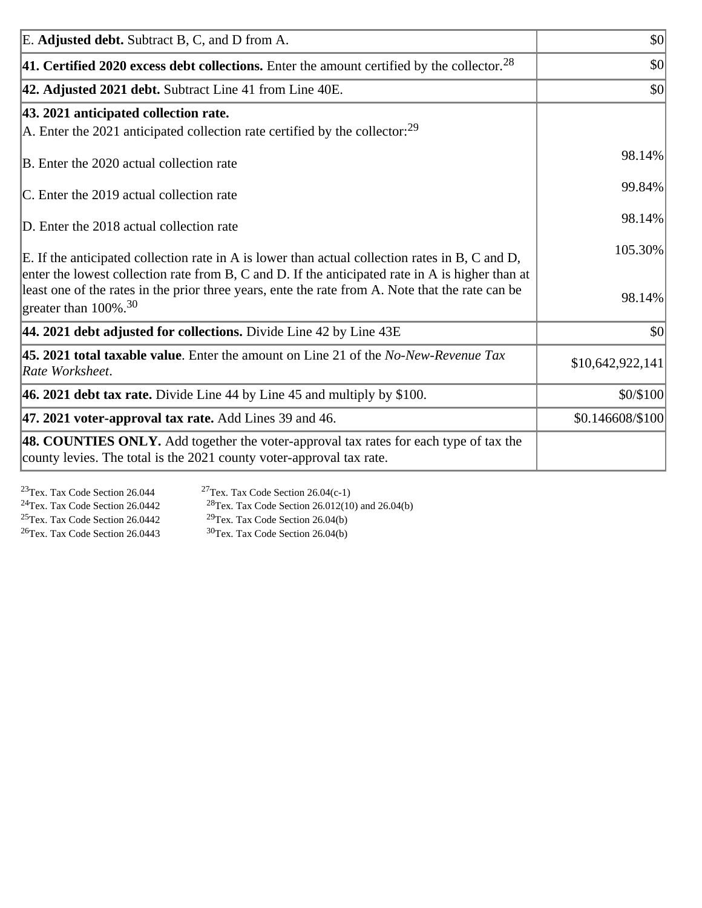| | |
|---|---|
| E. **Adjusted debt.** Subtract B, C, and D from A. | $0 |
| **41. Certified 2020 excess debt collections.** Enter the amount certified by the collector.[28] | $0 |
| **42. Adjusted 2021 debt.** Subtract Line 41 from Line 40E. | $0 |
| **43. 2021 anticipated collection rate.**<br>A. Enter the 2021 anticipated collection rate certified by the collector:[29]<br>B. Enter the 2020 actual collection rate<br>C. Enter the 2019 actual collection rate<br>D. Enter the 2018 actual collection rate<br>E. If the anticipated collection rate in A is lower than actual collection rates in B, C and D, enter the lowest collection rate from B, C and D. If the anticipated rate in A is higher than at least one of the rates in the prior three years, ente the rate from A. Note that the rate can be greater than 100%.[30] | 98.14%<br>99.84%<br>98.14%<br>105.30%<br>98.14% |
| **44. 2021 debt adjusted for collections.** Divide Line 42 by Line 43E | $0 |
| **45. 2021 total taxable value**. Enter the amount on Line 21 of the *No-New-Revenue Tax Rate Worksheet*. | $10,642,922,141 |
| **46. 2021 debt tax rate.** Divide Line 44 by Line 45 and multiply by $100. | $0/$100 |
| **47. 2021 voter-approval tax rate.** Add Lines 39 and 46. | $0.146608/$100 |
| **48. COUNTIES ONLY.** Add together the voter-approval tax rates for each type of tax the county levies. The total is the 2021 county voter-approval tax rate. | |

[23]Tex. Tax Code Section 26.044
[24]Tex. Tax Code Section 26.0442
[25]Tex. Tax Code Section 26.0442
[26]Tex. Tax Code Section 26.0443
[27]Tex. Tax Code Section 26.04(c-1)
[28]Tex. Tax Code Section 26.012(10) and 26.04(b)
[29]Tex. Tax Code Section 26.04(b)
[30]Tex. Tax Code Section 26.04(b)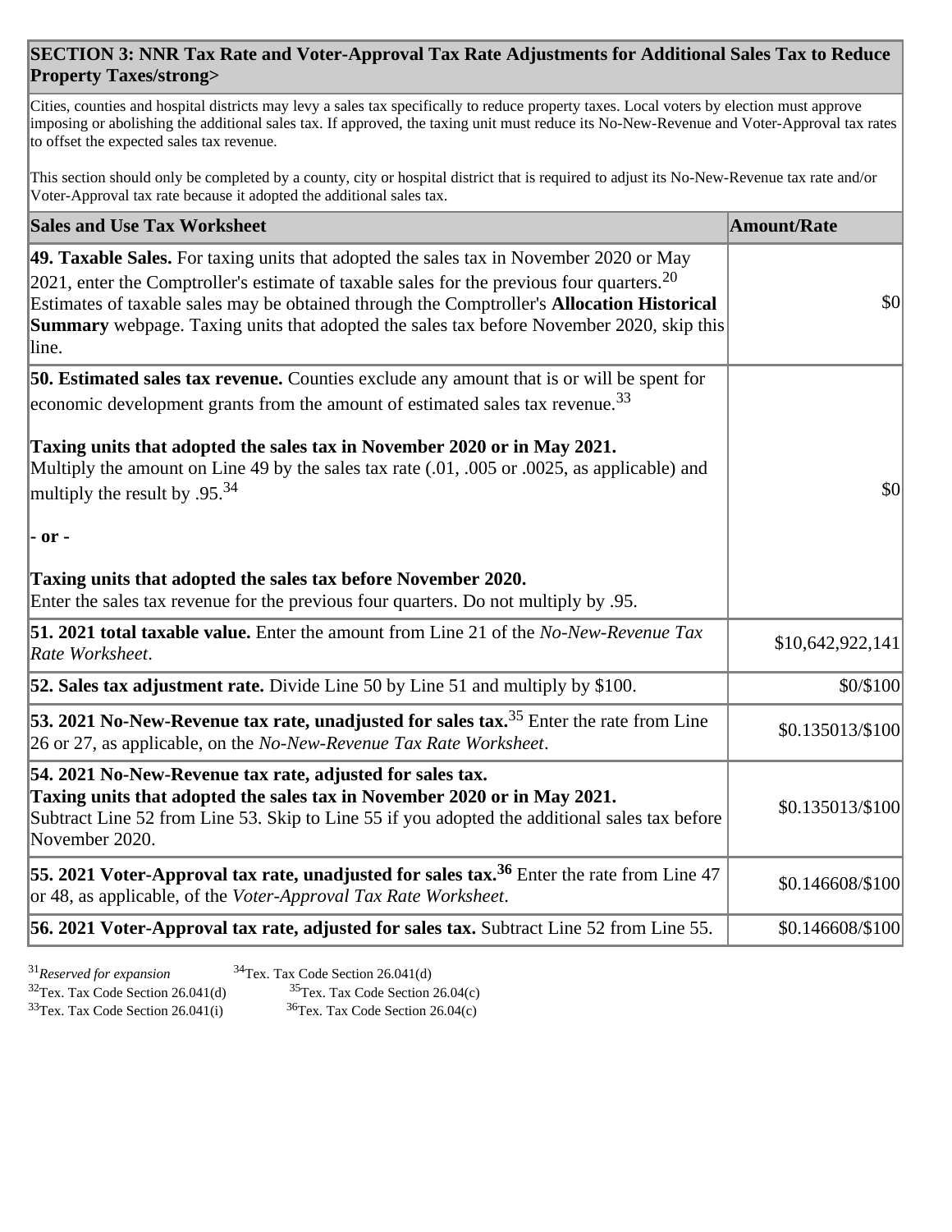## SECTION 3: NNR Tax Rate and Voter-Approval Tax Rate Adjustments for Additional Sales Tax to Reduce Property Taxes/strong>

Cities, counties and hospital districts may levy a sales tax specifically to reduce property taxes. Local voters by election must approve imposing or abolishing the additional sales tax. If approved, the taxing unit must reduce its No-New-Revenue and Voter-Approval tax rates to offset the expected sales tax revenue.

This section should only be completed by a county, city or hospital district that is required to adjust its No-New-Revenue tax rate and/or Voter-Approval tax rate because it adopted the additional sales tax.

| Sales and Use Tax Worksheet | Amount/Rate |
|---|---|
| **49. Taxable Sales.** For taxing units that adopted the sales tax in November 2020 or May 2021, enter the Comptroller's estimate of taxable sales for the previous four quarters.[20] Estimates of taxable sales may be obtained through the Comptroller's **Allocation Historical Summary** webpage. Taxing units that adopted the sales tax before November 2020, skip this line. | $0 |
| **50. Estimated sales tax revenue.** Counties exclude any amount that is or will be spent for economic development grants from the amount of estimated sales tax revenue.[33]<br><br>**Taxing units that adopted the sales tax in November 2020 or in May 2021.** Multiply the amount on Line 49 by the sales tax rate (.01, .005 or .0025, as applicable) and multiply the result by .95.[34]<br><br>**- or -**<br><br>**Taxing units that adopted the sales tax before November 2020.** Enter the sales tax revenue for the previous four quarters. Do not multiply by .95. | $0 |
| **51. 2021 total taxable value.** Enter the amount from Line 21 of the *No-New-Revenue Tax Rate Worksheet*. | $10,642,922,141 |
| **52. Sales tax adjustment rate.** Divide Line 50 by Line 51 and multiply by $100. | $0/$100 |
| **53. 2021 No-New-Revenue tax rate, unadjusted for sales tax.**[35] Enter the rate from Line 26 or 27, as applicable, on the *No-New-Revenue Tax Rate Worksheet*. | $0.135013/$100 |
| **54. 2021 No-New-Revenue tax rate, adjusted for sales tax. Taxing units that adopted the sales tax in November 2020 or in May 2021.** Subtract Line 52 from Line 53. Skip to Line 55 if you adopted the additional sales tax before November 2020. | $0.135013/$100 |
| **55. 2021 Voter-Approval tax rate, unadjusted for sales tax.[36]** Enter the rate from Line 47 or 48, as applicable, of the *Voter-Approval Tax Rate Worksheet*. | $0.146608/$100 |
| **56. 2021 Voter-Approval tax rate, adjusted for sales tax.** Subtract Line 52 from Line 55. | $0.146608/$100 |

[31] *Reserved for expansion*
[32] Tex. Tax Code Section 26.041(d)
[33] Tex. Tax Code Section 26.041(i)
[34] Tex. Tax Code Section 26.041(d)
[35] Tex. Tax Code Section 26.04(c)
[36] Tex. Tax Code Section 26.04(c)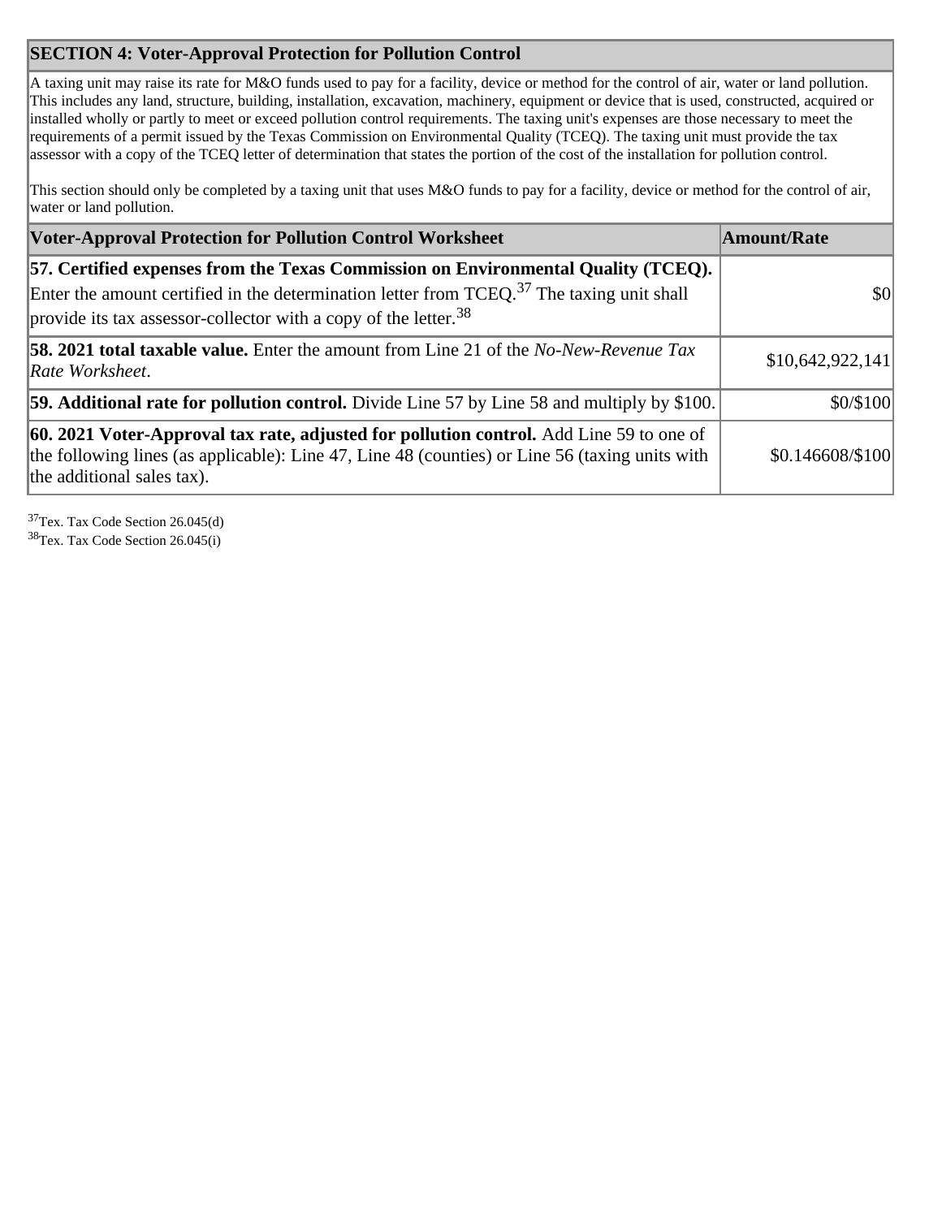## SECTION 4: Voter-Approval Protection for Pollution Control

A taxing unit may raise its rate for M&O funds used to pay for a facility, device or method for the control of air, water or land pollution. This includes any land, structure, building, installation, excavation, machinery, equipment or device that is used, constructed, acquired or installed wholly or partly to meet or exceed pollution control requirements. The taxing unit's expenses are those necessary to meet the requirements of a permit issued by the Texas Commission on Environmental Quality (TCEQ). The taxing unit must provide the tax assessor with a copy of the TCEQ letter of determination that states the portion of the cost of the installation for pollution control.

This section should only be completed by a taxing unit that uses M&O funds to pay for a facility, device or method for the control of air, water or land pollution.

| Voter-Approval Protection for Pollution Control Worksheet | Amount/Rate |
|---|---|
| **57. Certified expenses from the Texas Commission on Environmental Quality (TCEQ).** Enter the amount certified in the determination letter from TCEQ.[37] The taxing unit shall provide its tax assessor-collector with a copy of the letter.[38] | $0 |
| **58. 2021 total taxable value.** Enter the amount from Line 21 of the *No-New-Revenue Tax Rate Worksheet*. | $10,642,922,141 |
| **59. Additional rate for pollution control.** Divide Line 57 by Line 58 and multiply by $100. | $0/$100 |
| **60. 2021 Voter-Approval tax rate, adjusted for pollution control.** Add Line 59 to one of the following lines (as applicable): Line 47, Line 48 (counties) or Line 56 (taxing units with the additional sales tax). | $0.146608/$100 |

[37] Tex. Tax Code Section 26.045(d)
[38] Tex. Tax Code Section 26.045(i)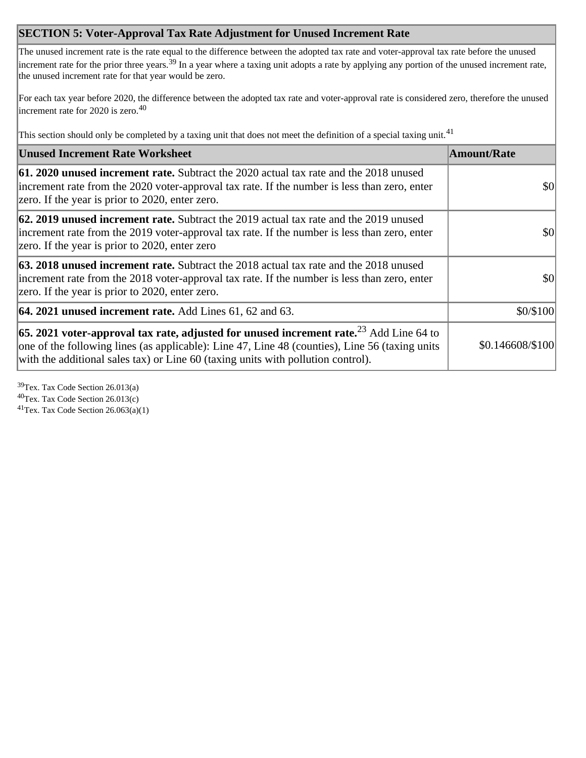## SECTION 5: Voter-Approval Tax Rate Adjustment for Unused Increment Rate

The unused increment rate is the rate equal to the difference between the adopted tax rate and voter-approval tax rate before the unused increment rate for the prior three years.[39] In a year where a taxing unit adopts a rate by applying any portion of the unused increment rate, the unused increment rate for that year would be zero.

For each tax year before 2020, the difference between the adopted tax rate and voter-approval rate is considered zero, therefore the unused increment rate for 2020 is zero.[40]

This section should only be completed by a taxing unit that does not meet the definition of a special taxing unit.[41]

| Unused Increment Rate Worksheet | Amount/Rate |
| --- | --- |
| **61. 2020 unused increment rate.** Subtract the 2020 actual tax rate and the 2018 unused increment rate from the 2020 voter-approval tax rate. If the number is less than zero, enter zero. If the year is prior to 2020, enter zero. | $0 |
| **62. 2019 unused increment rate.** Subtract the 2019 actual tax rate and the 2019 unused increment rate from the 2019 voter-approval tax rate. If the number is less than zero, enter zero. If the year is prior to 2020, enter zero | $0 |
| **63. 2018 unused increment rate.** Subtract the 2018 actual tax rate and the 2018 unused increment rate from the 2018 voter-approval tax rate. If the number is less than zero, enter zero. If the year is prior to 2020, enter zero. | $0 |
| **64. 2021 unused increment rate.** Add Lines 61, 62 and 63. | $0/$100 |
| **65. 2021 voter-approval tax rate, adjusted for unused increment rate.**[23] Add Line 64 to one of the following lines (as applicable): Line 47, Line 48 (counties), Line 56 (taxing units with the additional sales tax) or Line 60 (taxing units with pollution control). | $0.146608/$100 |

[39]Tex. Tax Code Section 26.013(a)
[40]Tex. Tax Code Section 26.013(c)
[41]Tex. Tax Code Section 26.063(a)(1)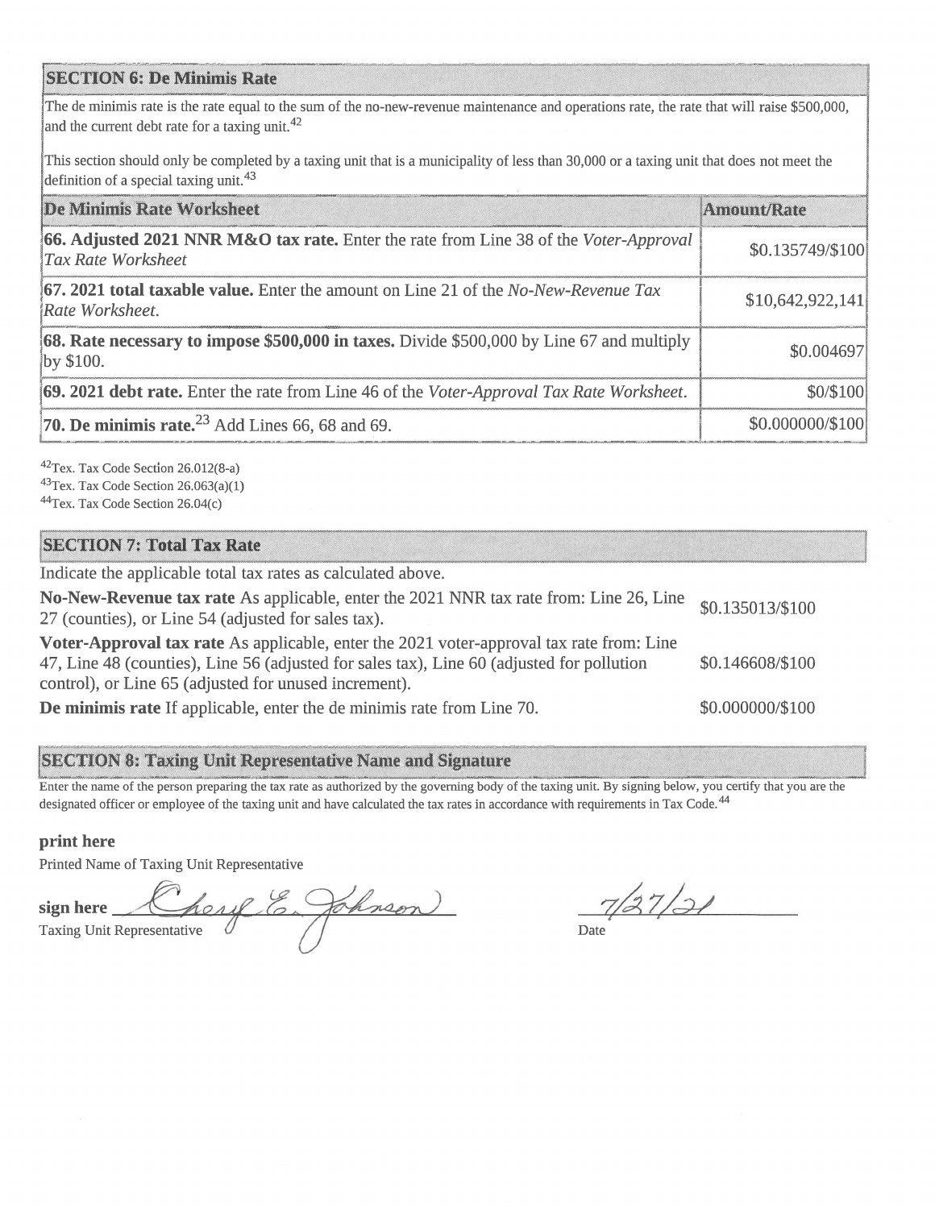## SECTION 6: De Minimis Rate

The de minimis rate is the rate equal to the sum of the no-new-revenue maintenance and operations rate, the rate that will raise $500,000, and the current debt rate for a taxing unit.[42]

This section should only be completed by a taxing unit that is a municipality of less than 30,000 or a taxing unit that does not meet the definition of a special taxing unit.[43]

| De Minimis Rate Worksheet | Amount/Rate |
|---|---|
| **66. Adjusted 2021 NNR M&O tax rate.** Enter the rate from Line 38 of the *Voter-Approval Tax Rate Worksheet* | $0.135749/$100 |
| **67. 2021 total taxable value.** Enter the amount on Line 21 of the *No-New-Revenue Tax Rate Worksheet*. | $10,642,922,141 |
| **68. Rate necessary to impose $500,000 in taxes.** Divide $500,000 by Line 67 and multiply by $100. | $0.004697 |
| **69. 2021 debt rate.** Enter the rate from Line 46 of the *Voter-Approval Tax Rate Worksheet*. | $0/$100 |
| **70. De minimis rate.**[23] Add Lines 66, 68 and 69. | $0.000000/$100 |

[42]Tex. Tax Code Section 26.012(8-a)
[43]Tex. Tax Code Section 26.063(a)(1)
[44]Tex. Tax Code Section 26.04(c)

## SECTION 7: Total Tax Rate

Indicate the applicable total tax rates as calculated above.

| | |
|---|---|
| **No-New-Revenue tax rate** As applicable, enter the 2021 NNR tax rate from: Line 26, Line 27 (counties), or Line 54 (adjusted for sales tax). | $0.135013/$100 |
| **Voter-Approval tax rate** As applicable, enter the 2021 voter-approval tax rate from: Line 47, Line 48 (counties), Line 56 (adjusted for sales tax), Line 60 (adjusted for pollution control), or Line 65 (adjusted for unused increment). | $0.146608/$100 |
| **De minimis rate** If applicable, enter the de minimis rate from Line 70. | $0.000000/$100 |

## SECTION 8: Taxing Unit Representative Name and Signature

Enter the name of the person preparing the tax rate as authorized by the governing body of the taxing unit. By signing below, you certify that you are the designated officer or employee of the taxing unit and have calculated the tax rates in accordance with requirements in Tax Code.[44]

**print here**

Printed Name of Taxing Unit Representative

**sign here** Cheryl E. Johnson

Taxing Unit Representative

7/27/21

Date